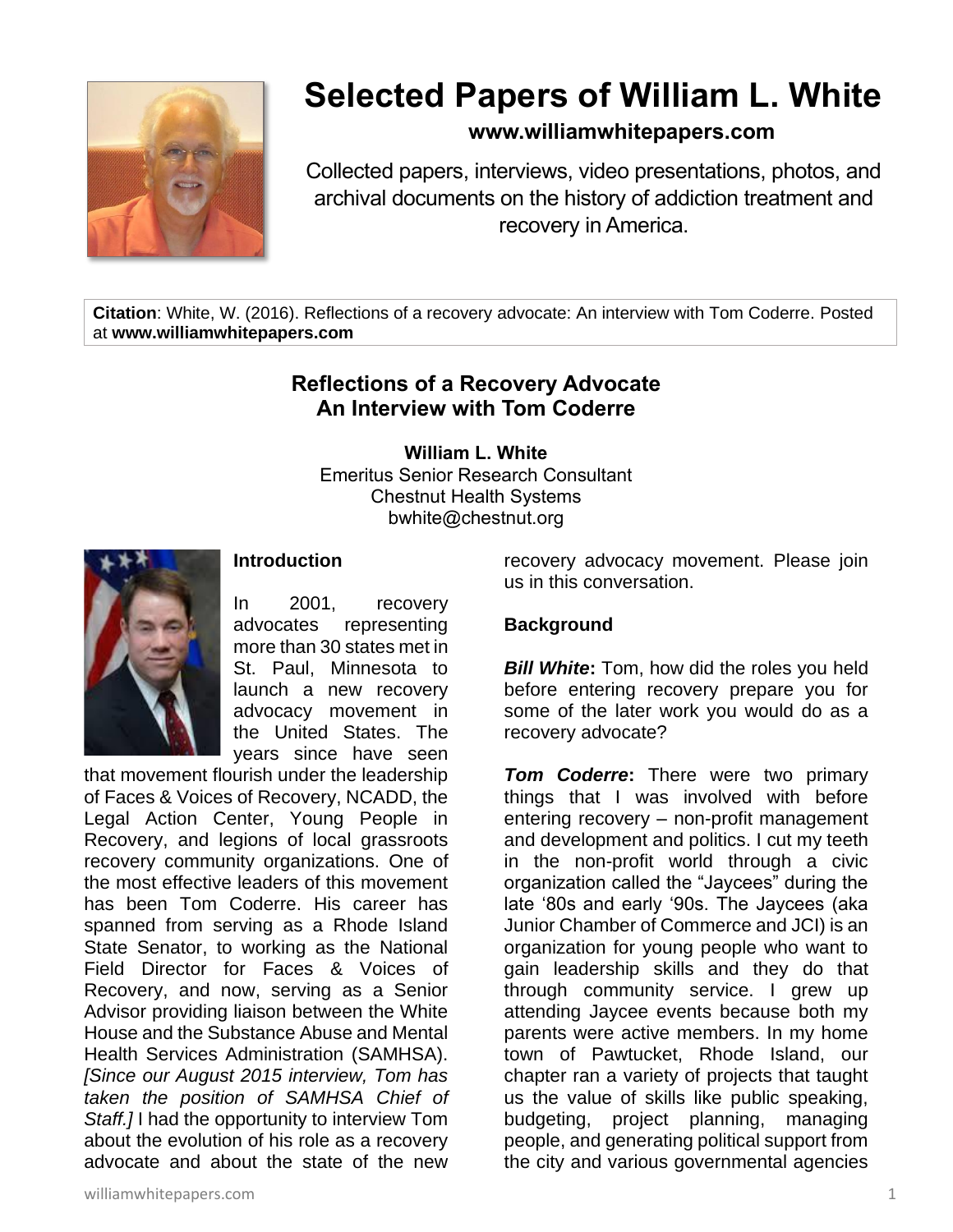# Selected Papers of William L. White

**www.williamwhitepapers.com**

Collected papers, interviews, video presentations, photos, and archival documents on the history of addiction treatment and recovery in America.

**Citation**: White, W. (2016). Reflections of a recovery advocate: An interview with Tom Coderre. Posted at **www.williamwhitepapers.com**

## Reflections of a Recovery Advocate
## An Interview with Tom Coderre

**William L. White**
Emeritus Senior Research Consultant
Chestnut Health Systems
bwhite@chestnut.org

### Introduction

In 2001, recovery advocates representing more than 30 states met in St. Paul, Minnesota to launch a new recovery advocacy movement in the United States. The years since have seen that movement flourish under the leadership of Faces & Voices of Recovery, NCADD, the Legal Action Center, Young People in Recovery, and legions of local grassroots recovery community organizations. One of the most effective leaders of this movement has been Tom Coderre. His career has spanned from serving as a Rhode Island State Senator, to working as the National Field Director for Faces & Voices of Recovery, and now, serving as a Senior Advisor providing liaison between the White House and the Substance Abuse and Mental Health Services Administration (SAMHSA). *[Since our August 2015 interview, Tom has taken the position of SAMHSA Chief of Staff.]* I had the opportunity to interview Tom about the evolution of his role as a recovery advocate and about the state of the new recovery advocacy movement. Please join us in this conversation.

### Background

***Bill White*:** Tom, how did the roles you held before entering recovery prepare you for some of the later work you would do as a recovery advocate?

***Tom Coderre*:** There were two primary things that I was involved with before entering recovery – non-profit management and development and politics. I cut my teeth in the non-profit world through a civic organization called the "Jaycees" during the late '80s and early '90s. The Jaycees (aka Junior Chamber of Commerce and JCI) is an organization for young people who want to gain leadership skills and they do that through community service. I grew up attending Jaycee events because both my parents were active members. In my home town of Pawtucket, Rhode Island, our chapter ran a variety of projects that taught us the value of skills like public speaking, budgeting, project planning, managing people, and generating political support from the city and various governmental agencies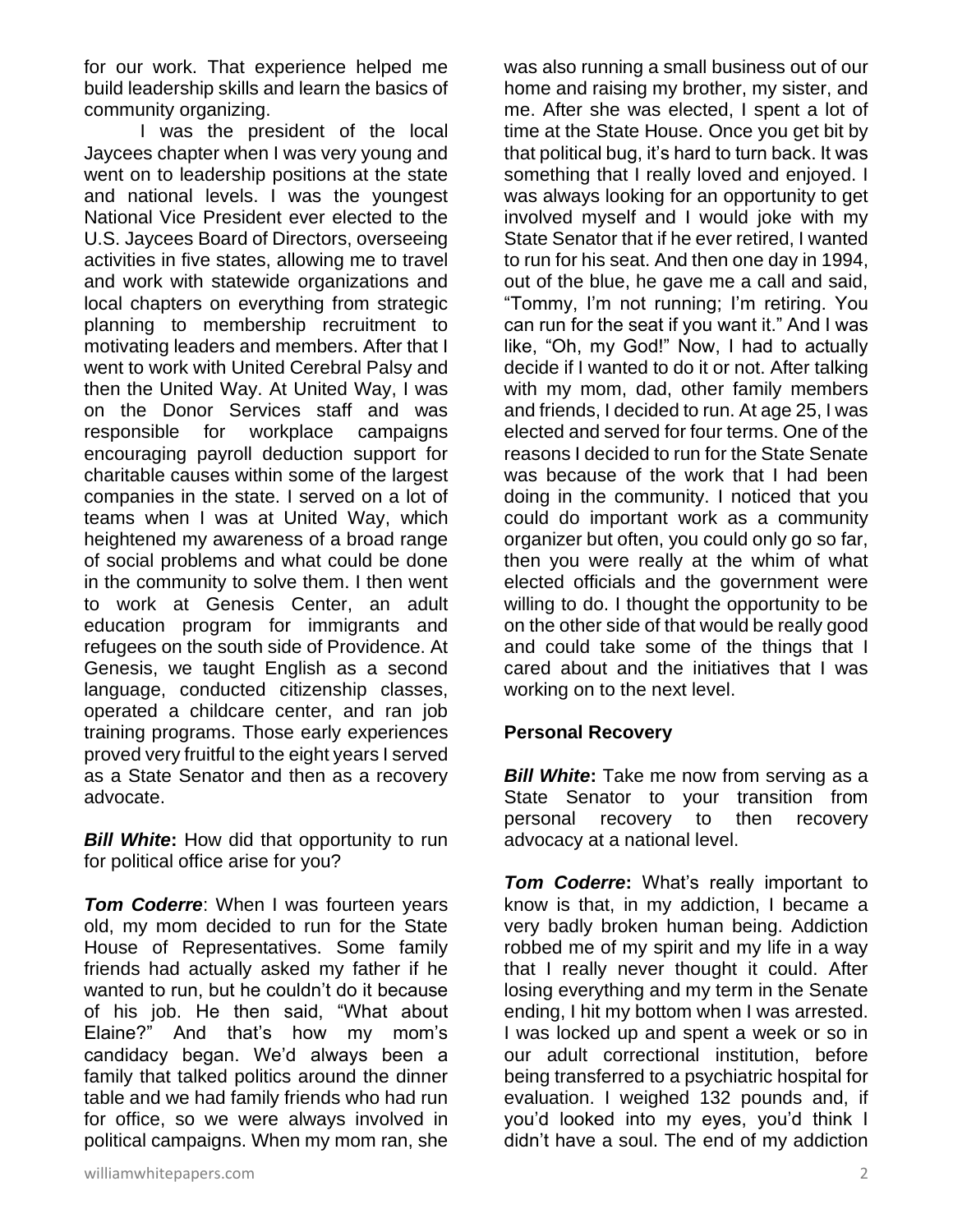for our work. That experience helped me build leadership skills and learn the basics of community organizing.

I was the president of the local Jaycees chapter when I was very young and went on to leadership positions at the state and national levels. I was the youngest National Vice President ever elected to the U.S. Jaycees Board of Directors, overseeing activities in five states, allowing me to travel and work with statewide organizations and local chapters on everything from strategic planning to membership recruitment to motivating leaders and members. After that I went to work with United Cerebral Palsy and then the United Way. At United Way, I was on the Donor Services staff and was responsible for workplace campaigns encouraging payroll deduction support for charitable causes within some of the largest companies in the state. I served on a lot of teams when I was at United Way, which heightened my awareness of a broad range of social problems and what could be done in the community to solve them. I then went to work at Genesis Center, an adult education program for immigrants and refugees on the south side of Providence. At Genesis, we taught English as a second language, conducted citizenship classes, operated a childcare center, and ran job training programs. Those early experiences proved very fruitful to the eight years I served as a State Senator and then as a recovery advocate.

***Bill White*:** How did that opportunity to run for political office arise for you?

***Tom Coderre*:** When I was fourteen years old, my mom decided to run for the State House of Representatives. Some family friends had actually asked my father if he wanted to run, but he couldn't do it because of his job. He then said, "What about Elaine?" And that's how my mom's candidacy began. We'd always been a family that talked politics around the dinner table and we had family friends who had run for office, so we were always involved in political campaigns. When my mom ran, she was also running a small business out of our home and raising my brother, my sister, and me. After she was elected, I spent a lot of time at the State House. Once you get bit by that political bug, it's hard to turn back. It was something that I really loved and enjoyed. I was always looking for an opportunity to get involved myself and I would joke with my State Senator that if he ever retired, I wanted to run for his seat. And then one day in 1994, out of the blue, he gave me a call and said, "Tommy, I'm not running; I'm retiring. You can run for the seat if you want it." And I was like, "Oh, my God!" Now, I had to actually decide if I wanted to do it or not. After talking with my mom, dad, other family members and friends, I decided to run. At age 25, I was elected and served for four terms. One of the reasons I decided to run for the State Senate was because of the work that I had been doing in the community. I noticed that you could do important work as a community organizer but often, you could only go so far, then you were really at the whim of what elected officials and the government were willing to do. I thought the opportunity to be on the other side of that would be really good and could take some of the things that I cared about and the initiatives that I was working on to the next level.

## Personal Recovery

***Bill White*:** Take me now from serving as a State Senator to your transition from personal recovery to then recovery advocacy at a national level.

***Tom Coderre*:** What's really important to know is that, in my addiction, I became a very badly broken human being. Addiction robbed me of my spirit and my life in a way that I really never thought it could. After losing everything and my term in the Senate ending, I hit my bottom when I was arrested. I was locked up and spent a week or so in our adult correctional institution, before being transferred to a psychiatric hospital for evaluation. I weighed 132 pounds and, if you'd looked into my eyes, you'd think I didn't have a soul. The end of my addiction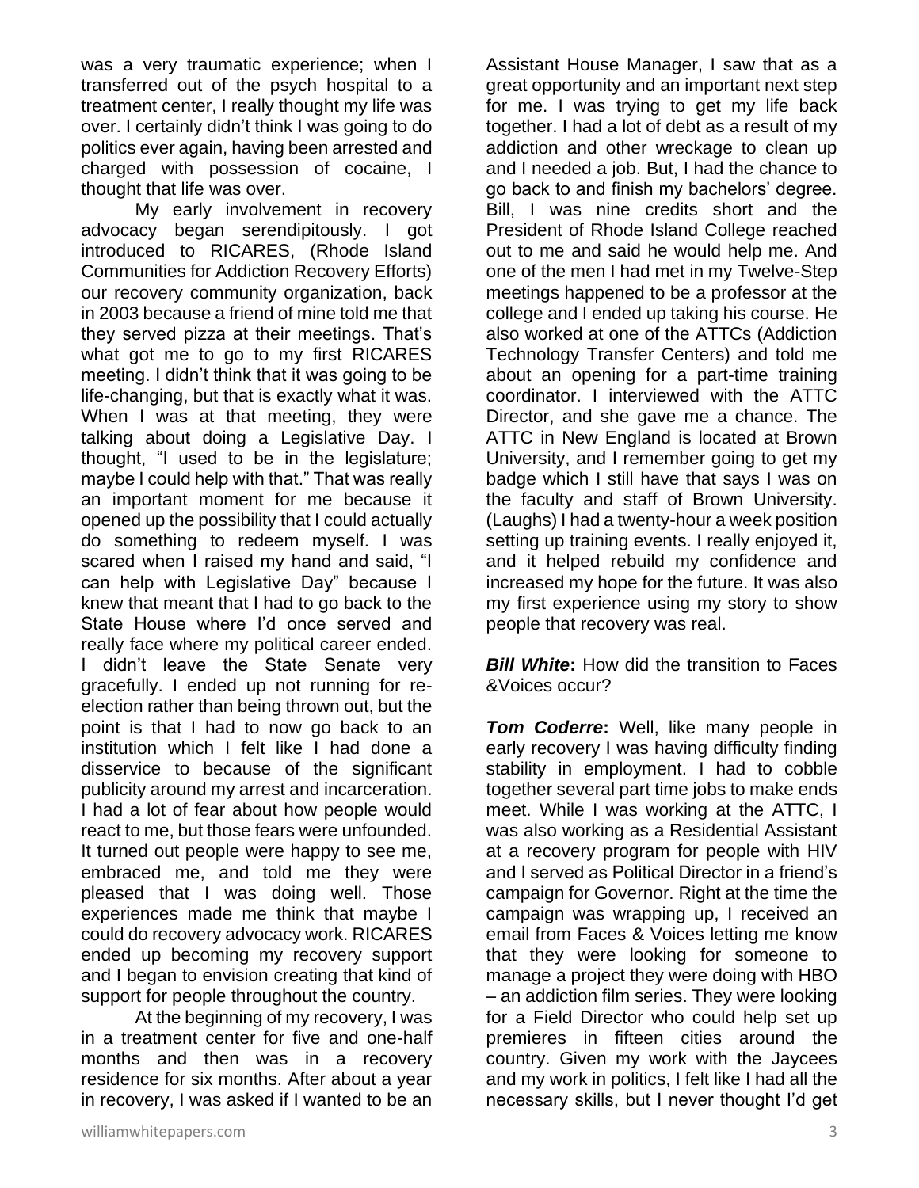was a very traumatic experience; when I transferred out of the psych hospital to a treatment center, I really thought my life was over. I certainly didn't think I was going to do politics ever again, having been arrested and charged with possession of cocaine, I thought that life was over.

My early involvement in recovery advocacy began serendipitously. I got introduced to RICARES, (Rhode Island Communities for Addiction Recovery Efforts) our recovery community organization, back in 2003 because a friend of mine told me that they served pizza at their meetings. That's what got me to go to my first RICARES meeting. I didn't think that it was going to be life-changing, but that is exactly what it was. When I was at that meeting, they were talking about doing a Legislative Day. I thought, "I used to be in the legislature; maybe I could help with that." That was really an important moment for me because it opened up the possibility that I could actually do something to redeem myself. I was scared when I raised my hand and said, "I can help with Legislative Day" because I knew that meant that I had to go back to the State House where I'd once served and really face where my political career ended. I didn't leave the State Senate very gracefully. I ended up not running for re-election rather than being thrown out, but the point is that I had to now go back to an institution which I felt like I had done a disservice to because of the significant publicity around my arrest and incarceration. I had a lot of fear about how people would react to me, but those fears were unfounded. It turned out people were happy to see me, embraced me, and told me they were pleased that I was doing well. Those experiences made me think that maybe I could do recovery advocacy work. RICARES ended up becoming my recovery support and I began to envision creating that kind of support for people throughout the country.

At the beginning of my recovery, I was in a treatment center for five and one-half months and then was in a recovery residence for six months. After about a year in recovery, I was asked if I wanted to be an Assistant House Manager, I saw that as a great opportunity and an important next step for me. I was trying to get my life back together. I had a lot of debt as a result of my addiction and other wreckage to clean up and I needed a job. But, I had the chance to go back to and finish my bachelors' degree. Bill, I was nine credits short and the President of Rhode Island College reached out to me and said he would help me. And one of the men I had met in my Twelve-Step meetings happened to be a professor at the college and I ended up taking his course. He also worked at one of the ATTCs (Addiction Technology Transfer Centers) and told me about an opening for a part-time training coordinator. I interviewed with the ATTC Director, and she gave me a chance. The ATTC in New England is located at Brown University, and I remember going to get my badge which I still have that says I was on the faculty and staff of Brown University. (Laughs) I had a twenty-hour a week position setting up training events. I really enjoyed it, and it helped rebuild my confidence and increased my hope for the future. It was also my first experience using my story to show people that recovery was real.

***Bill White*:** How did the transition to Faces &Voices occur?

***Tom Coderre*:** Well, like many people in early recovery I was having difficulty finding stability in employment. I had to cobble together several part time jobs to make ends meet. While I was working at the ATTC, I was also working as a Residential Assistant at a recovery program for people with HIV and I served as Political Director in a friend's campaign for Governor. Right at the time the campaign was wrapping up, I received an email from Faces & Voices letting me know that they were looking for someone to manage a project they were doing with HBO – an addiction film series. They were looking for a Field Director who could help set up premieres in fifteen cities around the country. Given my work with the Jaycees and my work in politics, I felt like I had all the necessary skills, but I never thought I'd get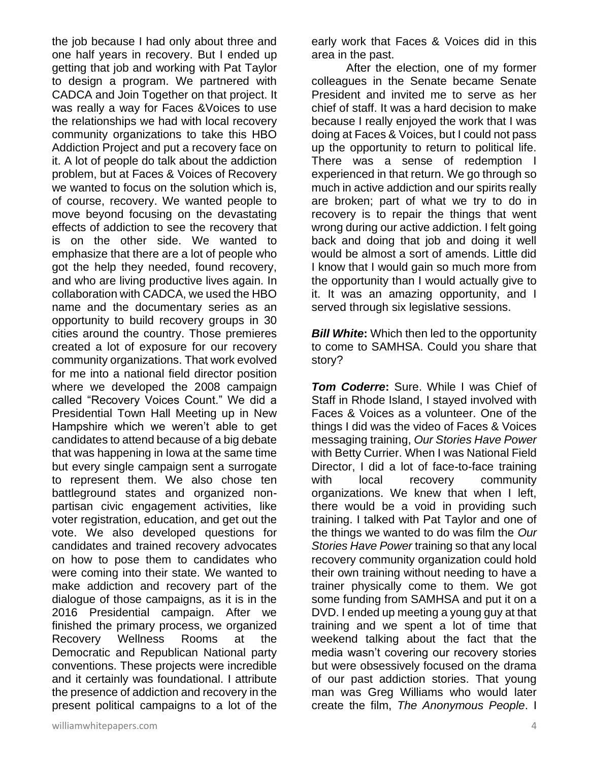the job because I had only about three and one half years in recovery. But I ended up getting that job and working with Pat Taylor to design a program. We partnered with CADCA and Join Together on that project. It was really a way for Faces &Voices to use the relationships we had with local recovery community organizations to take this HBO Addiction Project and put a recovery face on it. A lot of people do talk about the addiction problem, but at Faces & Voices of Recovery we wanted to focus on the solution which is, of course, recovery. We wanted people to move beyond focusing on the devastating effects of addiction to see the recovery that is on the other side. We wanted to emphasize that there are a lot of people who got the help they needed, found recovery, and who are living productive lives again. In collaboration with CADCA, we used the HBO name and the documentary series as an opportunity to build recovery groups in 30 cities around the country. Those premieres created a lot of exposure for our recovery community organizations. That work evolved for me into a national field director position where we developed the 2008 campaign called "Recovery Voices Count." We did a Presidential Town Hall Meeting up in New Hampshire which we weren't able to get candidates to attend because of a big debate that was happening in Iowa at the same time but every single campaign sent a surrogate to represent them. We also chose ten battleground states and organized non-partisan civic engagement activities, like voter registration, education, and get out the vote. We also developed questions for candidates and trained recovery advocates on how to pose them to candidates who were coming into their state. We wanted to make addiction and recovery part of the dialogue of those campaigns, as it is in the 2016 Presidential campaign. After we finished the primary process, we organized Recovery Wellness Rooms at the Democratic and Republican National party conventions. These projects were incredible and it certainly was foundational. I attribute the presence of addiction and recovery in the present political campaigns to a lot of the early work that Faces & Voices did in this area in the past.

After the election, one of my former colleagues in the Senate became Senate President and invited me to serve as her chief of staff. It was a hard decision to make because I really enjoyed the work that I was doing at Faces & Voices, but I could not pass up the opportunity to return to political life. There was a sense of redemption I experienced in that return. We go through so much in active addiction and our spirits really are broken; part of what we try to do in recovery is to repair the things that went wrong during our active addiction. I felt going back and doing that job and doing it well would be almost a sort of amends. Little did I know that I would gain so much more from the opportunity than I would actually give to it. It was an amazing opportunity, and I served through six legislative sessions.

***Bill White*:** Which then led to the opportunity to come to SAMHSA. Could you share that story?

***Tom Coderre*:** Sure. While I was Chief of Staff in Rhode Island, I stayed involved with Faces & Voices as a volunteer. One of the things I did was the video of Faces & Voices messaging training, *Our Stories Have Power* with Betty Currier. When I was National Field Director, I did a lot of face-to-face training with local recovery community organizations. We knew that when I left, there would be a void in providing such training. I talked with Pat Taylor and one of the things we wanted to do was film the *Our Stories Have Power* training so that any local recovery community organization could hold their own training without needing to have a trainer physically come to them. We got some funding from SAMHSA and put it on a DVD. I ended up meeting a young guy at that training and we spent a lot of time that weekend talking about the fact that the media wasn't covering our recovery stories but were obsessively focused on the drama of our past addiction stories. That young man was Greg Williams who would later create the film, *The Anonymous People*. I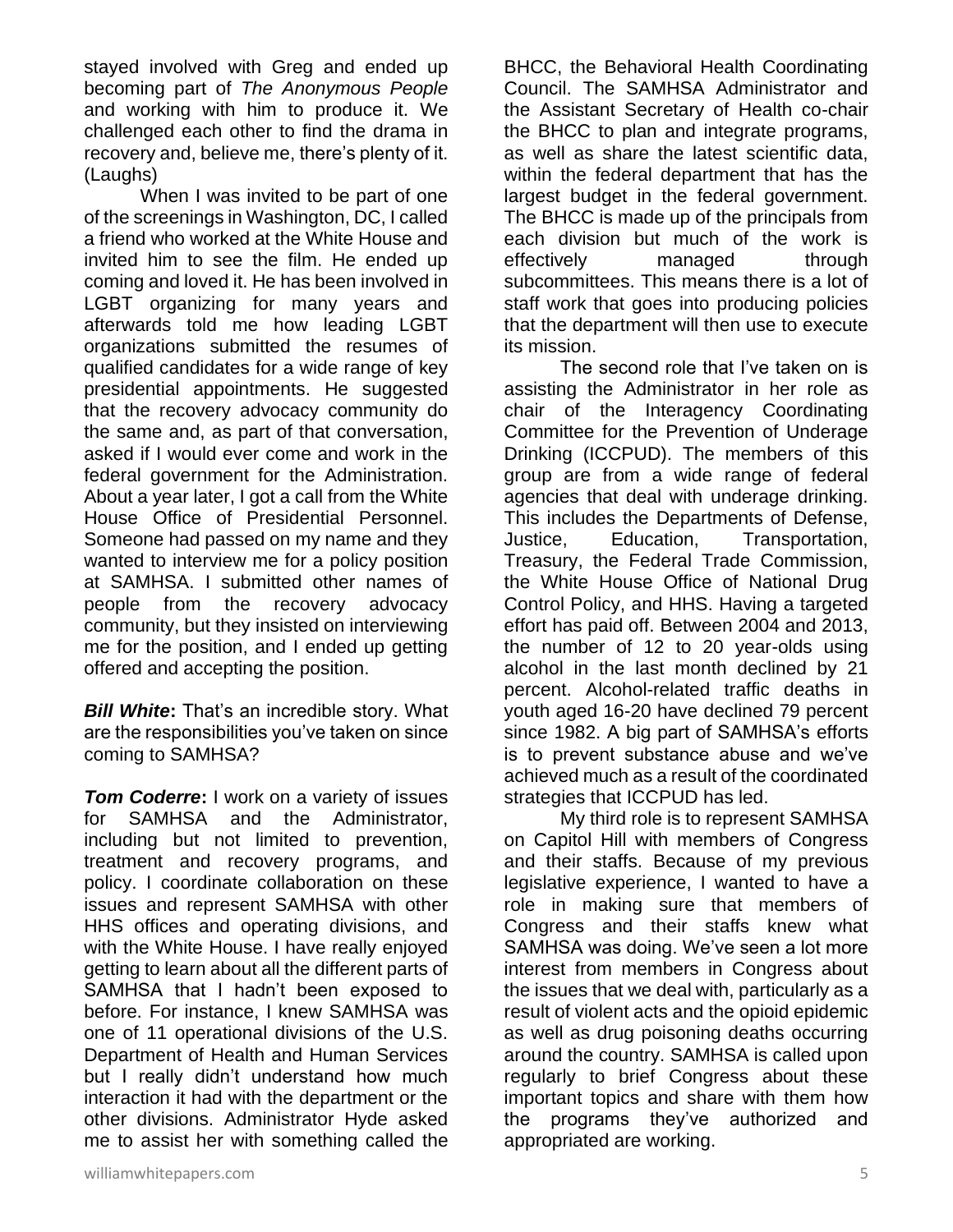stayed involved with Greg and ended up becoming part of *The Anonymous People* and working with him to produce it. We challenged each other to find the drama in recovery and, believe me, there's plenty of it. (Laughs)

When I was invited to be part of one of the screenings in Washington, DC, I called a friend who worked at the White House and invited him to see the film. He ended up coming and loved it. He has been involved in LGBT organizing for many years and afterwards told me how leading LGBT organizations submitted the resumes of qualified candidates for a wide range of key presidential appointments. He suggested that the recovery advocacy community do the same and, as part of that conversation, asked if I would ever come and work in the federal government for the Administration. About a year later, I got a call from the White House Office of Presidential Personnel. Someone had passed on my name and they wanted to interview me for a policy position at SAMHSA. I submitted other names of people from the recovery advocacy community, but they insisted on interviewing me for the position, and I ended up getting offered and accepting the position.

***Bill White*:** That's an incredible story. What are the responsibilities you've taken on since coming to SAMHSA?

***Tom Coderre*:** I work on a variety of issues for SAMHSA and the Administrator, including but not limited to prevention, treatment and recovery programs, and policy. I coordinate collaboration on these issues and represent SAMHSA with other HHS offices and operating divisions, and with the White House. I have really enjoyed getting to learn about all the different parts of SAMHSA that I hadn't been exposed to before. For instance, I knew SAMHSA was one of 11 operational divisions of the U.S. Department of Health and Human Services but I really didn't understand how much interaction it had with the department or the other divisions. Administrator Hyde asked me to assist her with something called the BHCC, the Behavioral Health Coordinating Council. The SAMHSA Administrator and the Assistant Secretary of Health co-chair the BHCC to plan and integrate programs, as well as share the latest scientific data, within the federal department that has the largest budget in the federal government. The BHCC is made up of the principals from each division but much of the work is effectively managed through subcommittees. This means there is a lot of staff work that goes into producing policies that the department will then use to execute its mission.

The second role that I've taken on is assisting the Administrator in her role as chair of the Interagency Coordinating Committee for the Prevention of Underage Drinking (ICCPUD). The members of this group are from a wide range of federal agencies that deal with underage drinking. This includes the Departments of Defense, Justice, Education, Transportation, Treasury, the Federal Trade Commission, the White House Office of National Drug Control Policy, and HHS. Having a targeted effort has paid off. Between 2004 and 2013, the number of 12 to 20 year-olds using alcohol in the last month declined by 21 percent. Alcohol-related traffic deaths in youth aged 16-20 have declined 79 percent since 1982. A big part of SAMHSA's efforts is to prevent substance abuse and we've achieved much as a result of the coordinated strategies that ICCPUD has led.

My third role is to represent SAMHSA on Capitol Hill with members of Congress and their staffs. Because of my previous legislative experience, I wanted to have a role in making sure that members of Congress and their staffs knew what SAMHSA was doing. We've seen a lot more interest from members in Congress about the issues that we deal with, particularly as a result of violent acts and the opioid epidemic as well as drug poisoning deaths occurring around the country. SAMHSA is called upon regularly to brief Congress about these important topics and share with them how the programs they've authorized and appropriated are working.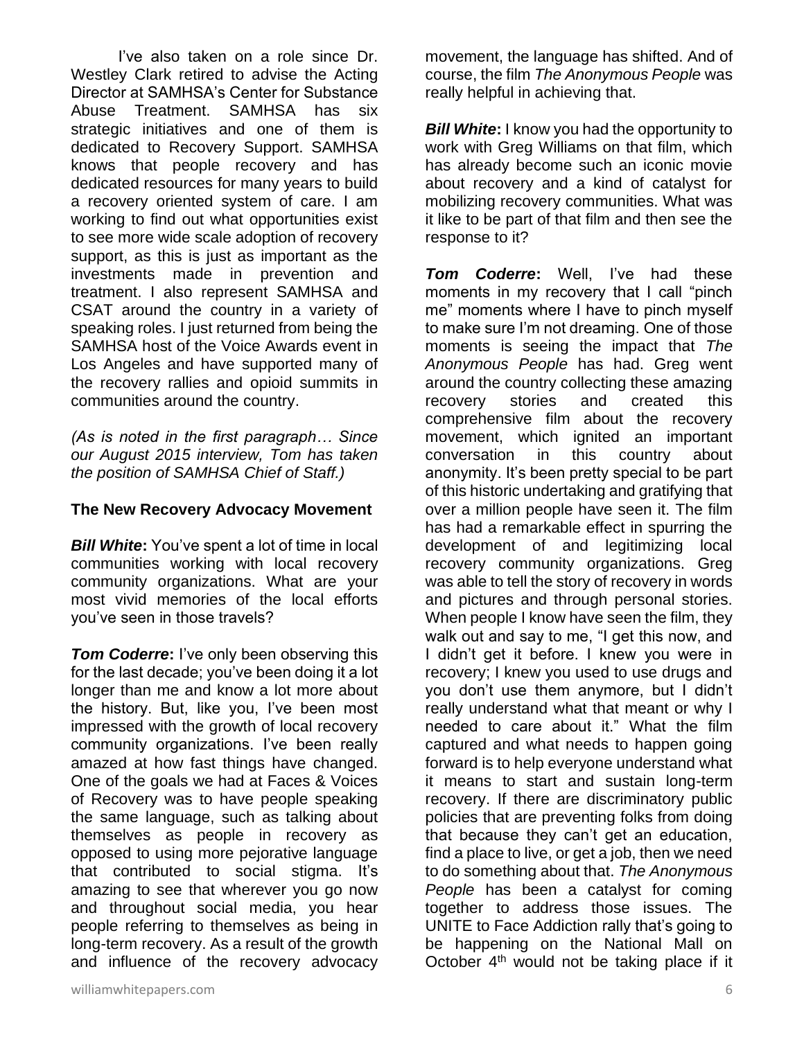I've also taken on a role since Dr. Westley Clark retired to advise the Acting Director at SAMHSA's Center for Substance Abuse Treatment. SAMHSA has six strategic initiatives and one of them is dedicated to Recovery Support. SAMHSA knows that people recovery and has dedicated resources for many years to build a recovery oriented system of care. I am working to find out what opportunities exist to see more wide scale adoption of recovery support, as this is just as important as the investments made in prevention and treatment. I also represent SAMHSA and CSAT around the country in a variety of speaking roles. I just returned from being the SAMHSA host of the Voice Awards event in Los Angeles and have supported many of the recovery rallies and opioid summits in communities around the country.

*(As is noted in the first paragraph… Since our August 2015 interview, Tom has taken the position of SAMHSA Chief of Staff.)*

**The New Recovery Advocacy Movement**

***Bill White*:** You've spent a lot of time in local communities working with local recovery community organizations. What are your most vivid memories of the local efforts you've seen in those travels?

***Tom Coderre*:** I've only been observing this for the last decade; you've been doing it a lot longer than me and know a lot more about the history. But, like you, I've been most impressed with the growth of local recovery community organizations. I've been really amazed at how fast things have changed. One of the goals we had at Faces & Voices of Recovery was to have people speaking the same language, such as talking about themselves as people in recovery as opposed to using more pejorative language that contributed to social stigma. It's amazing to see that wherever you go now and throughout social media, you hear people referring to themselves as being in long-term recovery. As a result of the growth and influence of the recovery advocacy movement, the language has shifted. And of course, the film *The Anonymous People* was really helpful in achieving that.

***Bill White*:** I know you had the opportunity to work with Greg Williams on that film, which has already become such an iconic movie about recovery and a kind of catalyst for mobilizing recovery communities. What was it like to be part of that film and then see the response to it?

***Tom Coderre*:** Well, I've had these moments in my recovery that I call "pinch me" moments where I have to pinch myself to make sure I'm not dreaming. One of those moments is seeing the impact that *The Anonymous People* has had. Greg went around the country collecting these amazing recovery stories and created this comprehensive film about the recovery movement, which ignited an important conversation in this country about anonymity. It's been pretty special to be part of this historic undertaking and gratifying that over a million people have seen it. The film has had a remarkable effect in spurring the development of and legitimizing local recovery community organizations. Greg was able to tell the story of recovery in words and pictures and through personal stories. When people I know have seen the film, they walk out and say to me, "I get this now, and I didn't get it before. I knew you were in recovery; I knew you used to use drugs and you don't use them anymore, but I didn't really understand what that meant or why I needed to care about it." What the film captured and what needs to happen going forward is to help everyone understand what it means to start and sustain long-term recovery. If there are discriminatory public policies that are preventing folks from doing that because they can't get an education, find a place to live, or get a job, then we need to do something about that. *The Anonymous People* has been a catalyst for coming together to address those issues. The UNITE to Face Addiction rally that's going to be happening on the National Mall on October 4th would not be taking place if it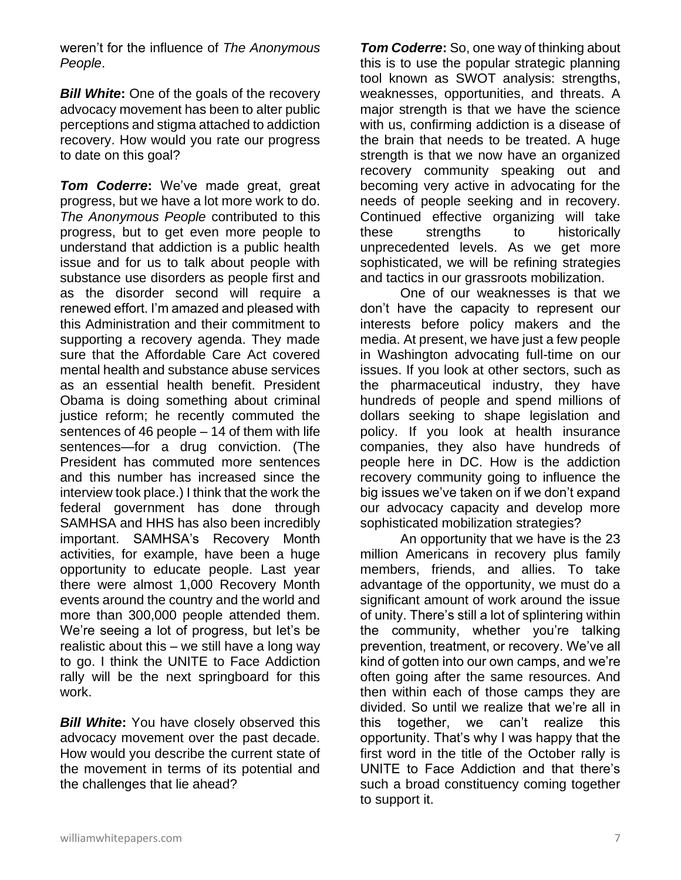weren't for the influence of *The Anonymous People*.

***Bill White*:** One of the goals of the recovery advocacy movement has been to alter public perceptions and stigma attached to addiction recovery. How would you rate our progress to date on this goal?

***Tom Coderre*:** We've made great, great progress, but we have a lot more work to do. *The Anonymous People* contributed to this progress, but to get even more people to understand that addiction is a public health issue and for us to talk about people with substance use disorders as people first and as the disorder second will require a renewed effort. I'm amazed and pleased with this Administration and their commitment to supporting a recovery agenda. They made sure that the Affordable Care Act covered mental health and substance abuse services as an essential health benefit. President Obama is doing something about criminal justice reform; he recently commuted the sentences of 46 people – 14 of them with life sentences—for a drug conviction. (The President has commuted more sentences and this number has increased since the interview took place.) I think that the work the federal government has done through SAMHSA and HHS has also been incredibly important. SAMHSA's Recovery Month activities, for example, have been a huge opportunity to educate people. Last year there were almost 1,000 Recovery Month events around the country and the world and more than 300,000 people attended them. We're seeing a lot of progress, but let's be realistic about this – we still have a long way to go. I think the UNITE to Face Addiction rally will be the next springboard for this work.

***Bill White*:** You have closely observed this advocacy movement over the past decade. How would you describe the current state of the movement in terms of its potential and the challenges that lie ahead?

***Tom Coderre*:** So, one way of thinking about this is to use the popular strategic planning tool known as SWOT analysis: strengths, weaknesses, opportunities, and threats. A major strength is that we have the science with us, confirming addiction is a disease of the brain that needs to be treated. A huge strength is that we now have an organized recovery community speaking out and becoming very active in advocating for the needs of people seeking and in recovery. Continued effective organizing will take these strengths to historically unprecedented levels. As we get more sophisticated, we will be refining strategies and tactics in our grassroots mobilization.

One of our weaknesses is that we don't have the capacity to represent our interests before policy makers and the media. At present, we have just a few people in Washington advocating full-time on our issues. If you look at other sectors, such as the pharmaceutical industry, they have hundreds of people and spend millions of dollars seeking to shape legislation and policy. If you look at health insurance companies, they also have hundreds of people here in DC. How is the addiction recovery community going to influence the big issues we've taken on if we don't expand our advocacy capacity and develop more sophisticated mobilization strategies?

An opportunity that we have is the 23 million Americans in recovery plus family members, friends, and allies. To take advantage of the opportunity, we must do a significant amount of work around the issue of unity. There's still a lot of splintering within the community, whether you're talking prevention, treatment, or recovery. We've all kind of gotten into our own camps, and we're often going after the same resources. And then within each of those camps they are divided. So until we realize that we're all in this together, we can't realize this opportunity. That's why I was happy that the first word in the title of the October rally is UNITE to Face Addiction and that there's such a broad constituency coming together to support it.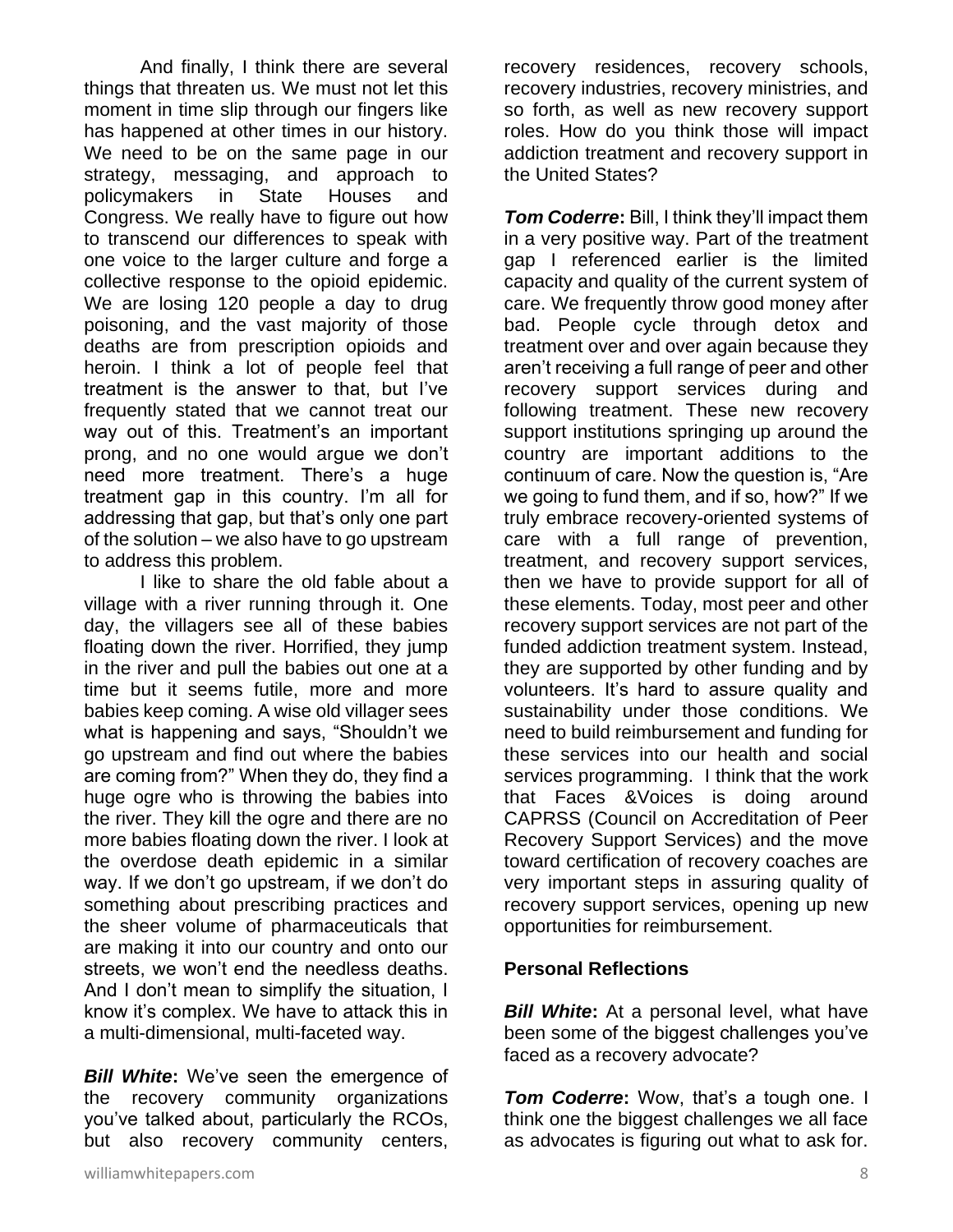And finally, I think there are several things that threaten us. We must not let this moment in time slip through our fingers like has happened at other times in our history. We need to be on the same page in our strategy, messaging, and approach to policymakers in State Houses and Congress. We really have to figure out how to transcend our differences to speak with one voice to the larger culture and forge a collective response to the opioid epidemic. We are losing 120 people a day to drug poisoning, and the vast majority of those deaths are from prescription opioids and heroin. I think a lot of people feel that treatment is the answer to that, but I've frequently stated that we cannot treat our way out of this. Treatment's an important prong, and no one would argue we don't need more treatment. There's a huge treatment gap in this country. I'm all for addressing that gap, but that's only one part of the solution – we also have to go upstream to address this problem.

I like to share the old fable about a village with a river running through it. One day, the villagers see all of these babies floating down the river. Horrified, they jump in the river and pull the babies out one at a time but it seems futile, more and more babies keep coming. A wise old villager sees what is happening and says, "Shouldn't we go upstream and find out where the babies are coming from?" When they do, they find a huge ogre who is throwing the babies into the river. They kill the ogre and there are no more babies floating down the river. I look at the overdose death epidemic in a similar way. If we don't go upstream, if we don't do something about prescribing practices and the sheer volume of pharmaceuticals that are making it into our country and onto our streets, we won't end the needless deaths. And I don't mean to simplify the situation, I know it's complex. We have to attack this in a multi-dimensional, multi-faceted way.

***Bill White*:** We've seen the emergence of the recovery community organizations you've talked about, particularly the RCOs, but also recovery community centers, recovery residences, recovery schools, recovery industries, recovery ministries, and so forth, as well as new recovery support roles. How do you think those will impact addiction treatment and recovery support in the United States?

***Tom Coderre*:** Bill, I think they'll impact them in a very positive way. Part of the treatment gap I referenced earlier is the limited capacity and quality of the current system of care. We frequently throw good money after bad. People cycle through detox and treatment over and over again because they aren't receiving a full range of peer and other recovery support services during and following treatment. These new recovery support institutions springing up around the country are important additions to the continuum of care. Now the question is, "Are we going to fund them, and if so, how?" If we truly embrace recovery-oriented systems of care with a full range of prevention, treatment, and recovery support services, then we have to provide support for all of these elements. Today, most peer and other recovery support services are not part of the funded addiction treatment system. Instead, they are supported by other funding and by volunteers. It's hard to assure quality and sustainability under those conditions. We need to build reimbursement and funding for these services into our health and social services programming. I think that the work that Faces &Voices is doing around CAPRSS (Council on Accreditation of Peer Recovery Support Services) and the move toward certification of recovery coaches are very important steps in assuring quality of recovery support services, opening up new opportunities for reimbursement.

## Personal Reflections

***Bill White*:** At a personal level, what have been some of the biggest challenges you've faced as a recovery advocate?

***Tom Coderre*:** Wow, that's a tough one. I think one the biggest challenges we all face as advocates is figuring out what to ask for.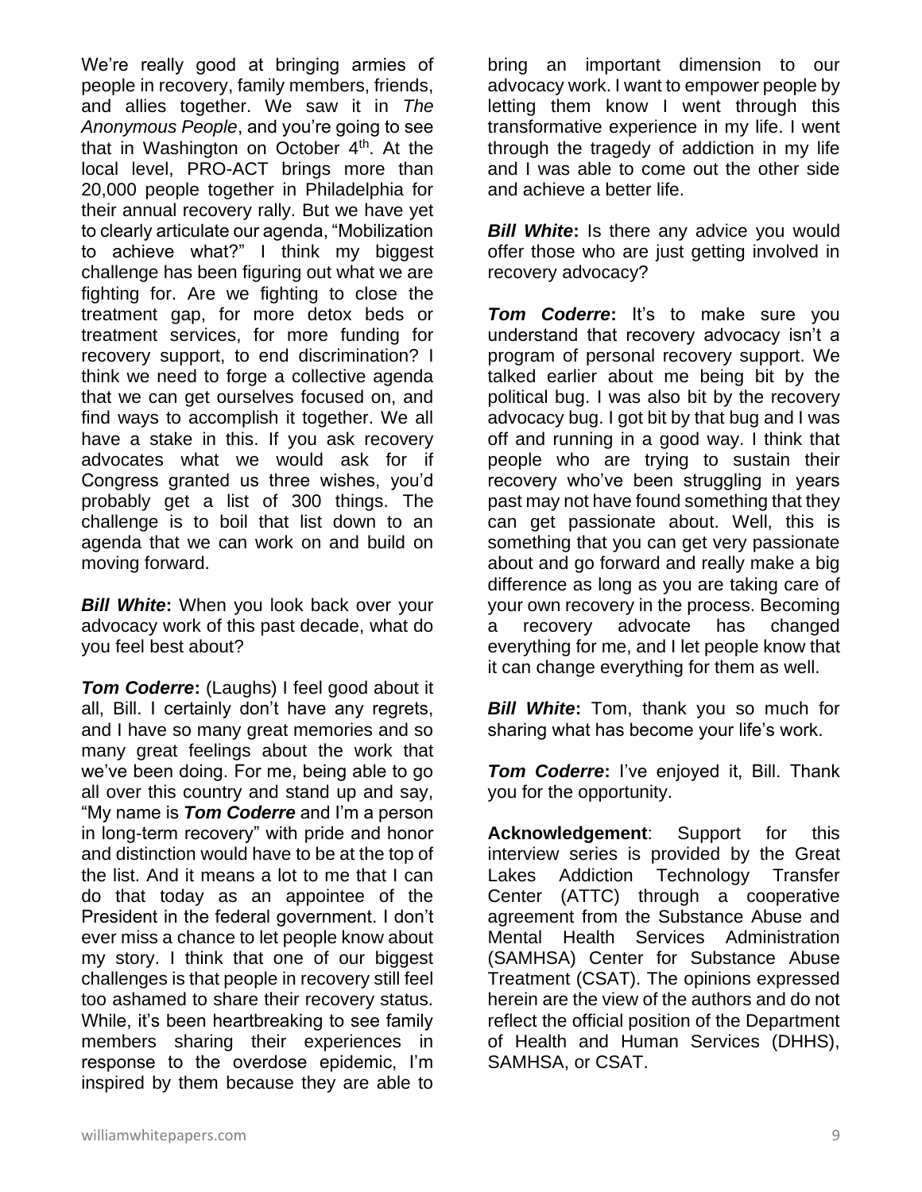We're really good at bringing armies of people in recovery, family members, friends, and allies together. We saw it in *The Anonymous People*, and you're going to see that in Washington on October 4th. At the local level, PRO-ACT brings more than 20,000 people together in Philadelphia for their annual recovery rally. But we have yet to clearly articulate our agenda, "Mobilization to achieve what?" I think my biggest challenge has been figuring out what we are fighting for. Are we fighting to close the treatment gap, for more detox beds or treatment services, for more funding for recovery support, to end discrimination? I think we need to forge a collective agenda that we can get ourselves focused on, and find ways to accomplish it together. We all have a stake in this. If you ask recovery advocates what we would ask for if Congress granted us three wishes, you'd probably get a list of 300 things. The challenge is to boil that list down to an agenda that we can work on and build on moving forward.

***Bill White*:** When you look back over your advocacy work of this past decade, what do you feel best about?

***Tom Coderre*:** (Laughs) I feel good about it all, Bill. I certainly don't have any regrets, and I have so many great memories and so many great feelings about the work that we've been doing. For me, being able to go all over this country and stand up and say, "My name is ***Tom Coderre*** and I'm a person in long-term recovery" with pride and honor and distinction would have to be at the top of the list. And it means a lot to me that I can do that today as an appointee of the President in the federal government. I don't ever miss a chance to let people know about my story. I think that one of our biggest challenges is that people in recovery still feel too ashamed to share their recovery status. While, it's been heartbreaking to see family members sharing their experiences in response to the overdose epidemic, I'm inspired by them because they are able to bring an important dimension to our advocacy work. I want to empower people by letting them know I went through this transformative experience in my life. I went through the tragedy of addiction in my life and I was able to come out the other side and achieve a better life.

***Bill White*:** Is there any advice you would offer those who are just getting involved in recovery advocacy?

***Tom Coderre*:** It's to make sure you understand that recovery advocacy isn't a program of personal recovery support. We talked earlier about me being bit by the political bug. I was also bit by the recovery advocacy bug. I got bit by that bug and I was off and running in a good way. I think that people who are trying to sustain their recovery who've been struggling in years past may not have found something that they can get passionate about. Well, this is something that you can get very passionate about and go forward and really make a big difference as long as you are taking care of your own recovery in the process. Becoming a recovery advocate has changed everything for me, and I let people know that it can change everything for them as well.

***Bill White*:** Tom, thank you so much for sharing what has become your life's work.

***Tom Coderre*:** I've enjoyed it, Bill. Thank you for the opportunity.

**Acknowledgement**: Support for this interview series is provided by the Great Lakes Addiction Technology Transfer Center (ATTC) through a cooperative agreement from the Substance Abuse and Mental Health Services Administration (SAMHSA) Center for Substance Abuse Treatment (CSAT). The opinions expressed herein are the view of the authors and do not reflect the official position of the Department of Health and Human Services (DHHS), SAMHSA, or CSAT.